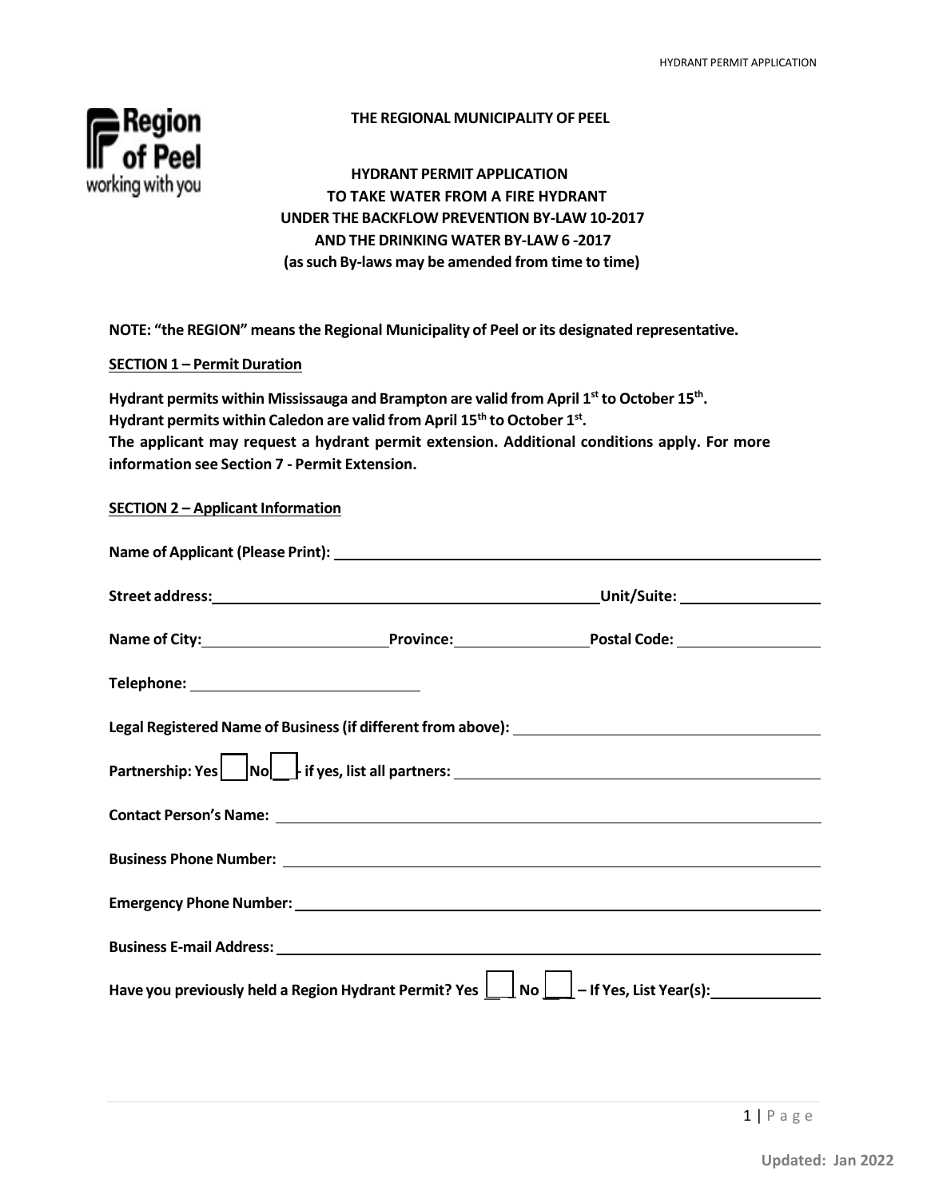**THE REGIONAL MUNICIPALITY OF PEEL**

**HYDRANT PERMIT APPLICATION
TO TAKE WATER FROM A FIRE HYDRANT
UNDER THE BACKFLOW PREVENTION BY-LAW 10-2017
AND THE DRINKING WATER BY-LAW 6 -2017
(as such By-laws may be amended from time to time)**

**NOTE: "the REGION" means the Regional Municipality of Peel or its designated representative.**

**SECTION 1 – Permit Duration**

**Hydrant permits within Mississauga and Brampton are valid from April 1st to October 15th.**
**Hydrant permits within Caledon are valid from April 15th to October 1st.**
**The applicant may request a hydrant permit extension. Additional conditions apply. For more information see Section 7 - Permit Extension.**

**SECTION 2 – Applicant Information**

**Name of Applicant (Please Print):** ____________________

**Street address:** ____________________ **Unit/Suite:** __________

**Name of City:** __________ **Province:** __________ **Postal Code:** __________

**Telephone:** ____________________

**Legal Registered Name of Business (if different from above):** ____________________

**Partnership: Yes** ☐ **No** ☐ **- if yes, list all partners:** ____________________

**Contact Person's Name:** ____________________

**Business Phone Number:** ____________________

**Emergency Phone Number:** ____________________

**Business E-mail Address:** ____________________

**Have you previously held a Region Hydrant Permit? Yes** ☐ **No** ☐ **– If Yes, List Year(s):** __________

Updated: Jan 2022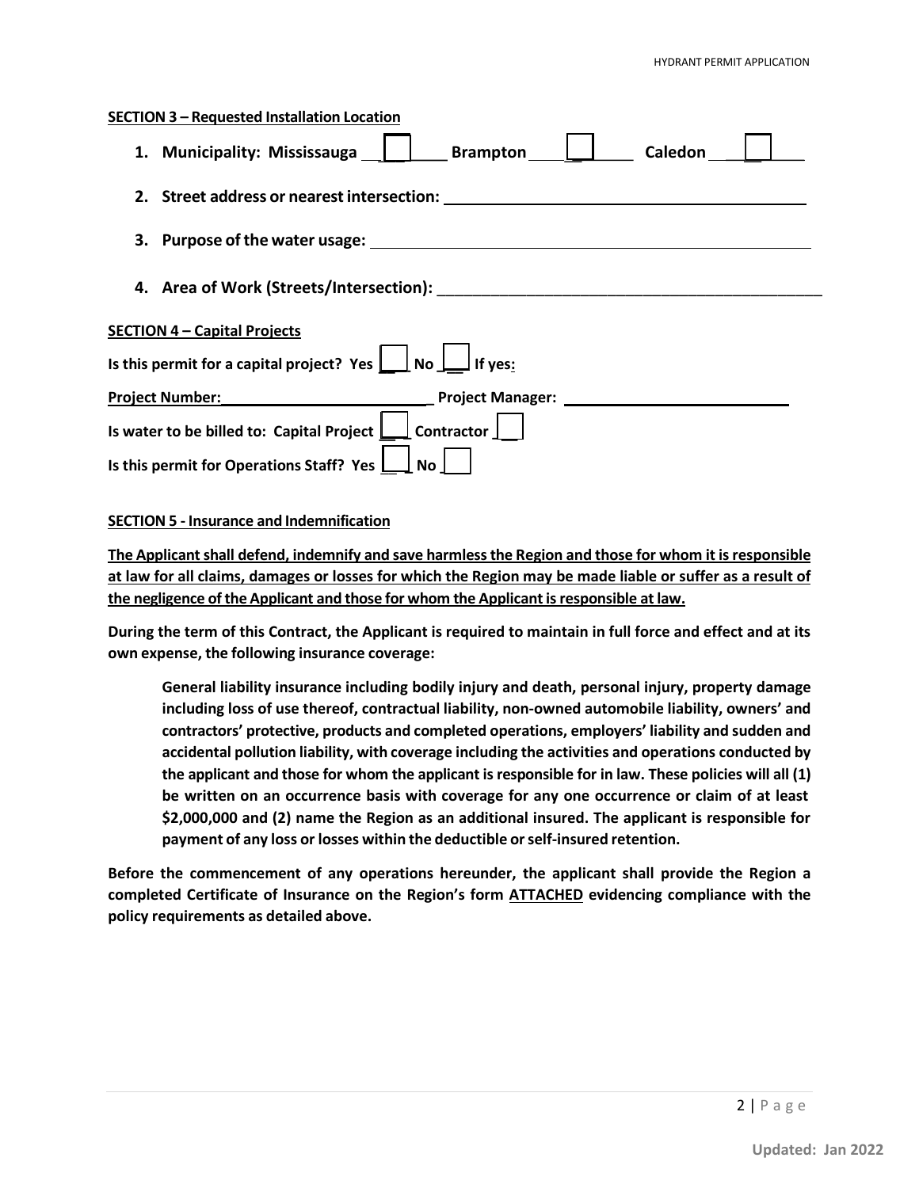**SECTION 3 – Requested Installation Location**

1. **Municipality: Mississauga** ☐ **Brampton** ☐ **Caledon** ☐
2. **Street address or nearest intersection:** ____________________
3. **Purpose of the water usage:** ____________________
4. **Area of Work (Streets/Intersection):** ____________________

**SECTION 4 – Capital Projects**

**Is this permit for a capital project? Yes** ☐ **No** ☐ **If yes:**

**Project Number:** ____________________ **Project Manager:** ____________________

**Is water to be billed to: Capital Project** ☐ **Contractor** ☐

**Is this permit for Operations Staff? Yes** ☐ **No** ☐

**SECTION 5 - Insurance and Indemnification**

**The Applicant shall defend, indemnify and save harmless the Region and those for whom it is responsible at law for all claims, damages or losses for which the Region may be made liable or suffer as a result of the negligence of the Applicant and those for whom the Applicant is responsible at law.**

**During the term of this Contract, the Applicant is required to maintain in full force and effect and at its own expense, the following insurance coverage:**

> **General liability insurance including bodily injury and death, personal injury, property damage including loss of use thereof, contractual liability, non-owned automobile liability, owners' and contractors' protective, products and completed operations, employers' liability and sudden and accidental pollution liability, with coverage including the activities and operations conducted by the applicant and those for whom the applicant is responsible for in law. These policies will all (1) be written on an occurrence basis with coverage for any one occurrence or claim of at least $2,000,000 and (2) name the Region as an additional insured. The applicant is responsible for payment of any loss or losses within the deductible or self-insured retention.**

**Before the commencement of any operations hereunder, the applicant shall provide the Region a completed Certificate of Insurance on the Region's form ATTACHED evidencing compliance with the policy requirements as detailed above.**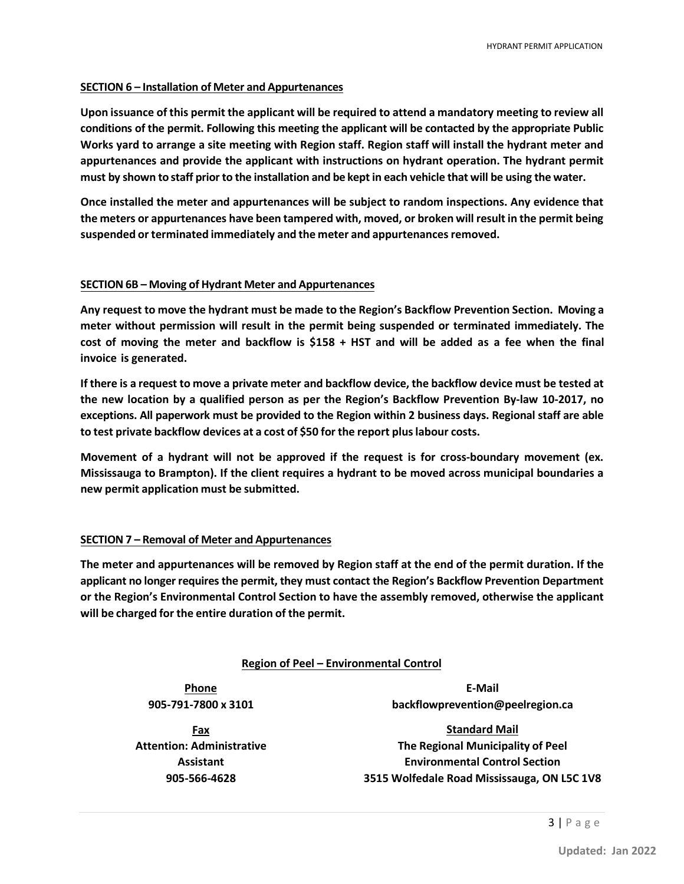## SECTION 6 – Installation of Meter and Appurtenances

**Upon issuance of this permit the applicant will be required to attend a mandatory meeting to review all conditions of the permit. Following this meeting the applicant will be contacted by the appropriate Public Works yard to arrange a site meeting with Region staff. Region staff will install the hydrant meter and appurtenances and provide the applicant with instructions on hydrant operation. The hydrant permit must by shown to staff prior to the installation and be kept in each vehicle that will be using the water.**

**Once installed the meter and appurtenances will be subject to random inspections. Any evidence that the meters or appurtenances have been tampered with, moved, or broken will result in the permit being suspended or terminated immediately and the meter and appurtenances removed.**

## SECTION 6B – Moving of Hydrant Meter and Appurtenances

**Any request to move the hydrant must be made to the Region's Backflow Prevention Section. Moving a meter without permission will result in the permit being suspended or terminated immediately. The cost of moving the meter and backflow is $158 + HST and will be added as a fee when the final invoice is generated.**

**If there is a request to move a private meter and backflow device, the backflow device must be tested at the new location by a qualified person as per the Region's Backflow Prevention By-law 10-2017, no exceptions. All paperwork must be provided to the Region within 2 business days. Regional staff are able to test private backflow devices at a cost of $50 for the report plus labour costs.**

**Movement of a hydrant will not be approved if the request is for cross-boundary movement (ex. Mississauga to Brampton). If the client requires a hydrant to be moved across municipal boundaries a new permit application must be submitted.**

## SECTION 7 – Removal of Meter and Appurtenances

**The meter and appurtenances will be removed by Region staff at the end of the permit duration. If the applicant no longer requires the permit, they must contact the Region's Backflow Prevention Department or the Region's Environmental Control Section to have the assembly removed, otherwise the applicant will be charged for the entire duration of the permit.**

### Region of Peel – Environmental Control

**Phone**
**905-791-7800 x 3101**

**E-Mail**
**backflowprevention@peelregion.ca**

**Fax**
**Attention: Administrative Assistant**
**905-566-4628**

**Standard Mail**
**The Regional Municipality of Peel**
**Environmental Control Section**
**3515 Wolfedale Road Mississauga, ON L5C 1V8**

**Updated: Jan 2022**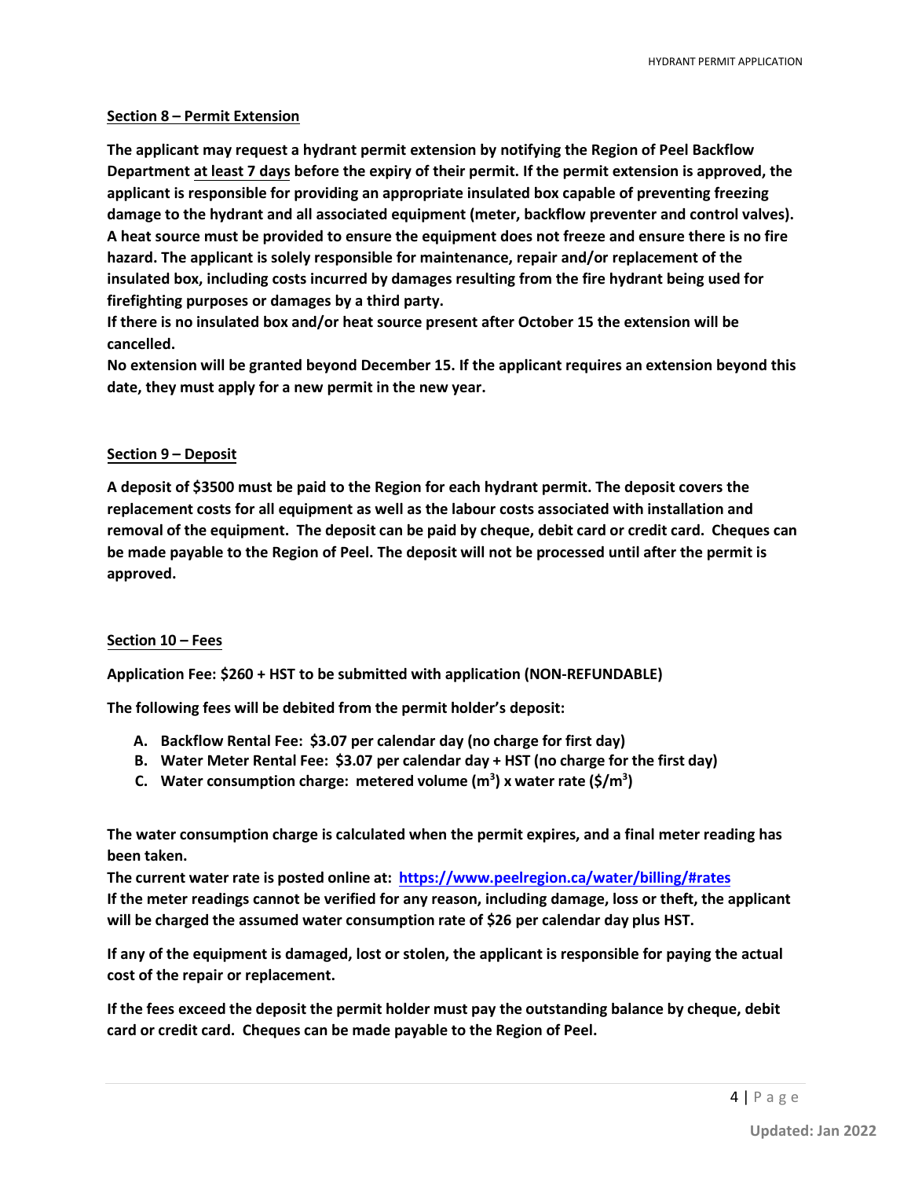## Section 8 – Permit Extension

**The applicant may request a hydrant permit extension by notifying the Region of Peel Backflow Department at least 7 days before the expiry of their permit. If the permit extension is approved, the applicant is responsible for providing an appropriate insulated box capable of preventing freezing damage to the hydrant and all associated equipment (meter, backflow preventer and control valves). A heat source must be provided to ensure the equipment does not freeze and ensure there is no fire hazard. The applicant is solely responsible for maintenance, repair and/or replacement of the insulated box, including costs incurred by damages resulting from the fire hydrant being used for firefighting purposes or damages by a third party.**

**If there is no insulated box and/or heat source present after October 15 the extension will be cancelled.**

**No extension will be granted beyond December 15. If the applicant requires an extension beyond this date, they must apply for a new permit in the new year.**

## Section 9 – Deposit

**A deposit of $3500 must be paid to the Region for each hydrant permit. The deposit covers the replacement costs for all equipment as well as the labour costs associated with installation and removal of the equipment. The deposit can be paid by cheque, debit card or credit card. Cheques can be made payable to the Region of Peel. The deposit will not be processed until after the permit is approved.**

## Section 10 – Fees

**Application Fee: $260 + HST to be submitted with application (NON-REFUNDABLE)**

**The following fees will be debited from the permit holder's deposit:**

A. **Backflow Rental Fee: $3.07 per calendar day (no charge for first day)**
B. **Water Meter Rental Fee: $3.07 per calendar day + HST (no charge for the first day)**
C. **Water consumption charge: metered volume ($m^3$) x water rate ($\$/m^3$)**

**The water consumption charge is calculated when the permit expires, and a final meter reading has been taken.**

**The current water rate is posted online at: [https://www.peelregion.ca/water/billing/#rates](https://www.peelregion.ca/water/billing/#rates)**

**If the meter readings cannot be verified for any reason, including damage, loss or theft, the applicant will be charged the assumed water consumption rate of $26 per calendar day plus HST.**

**If any of the equipment is damaged, lost or stolen, the applicant is responsible for paying the actual cost of the repair or replacement.**

**If the fees exceed the deposit the permit holder must pay the outstanding balance by cheque, debit card or credit card. Cheques can be made payable to the Region of Peel.**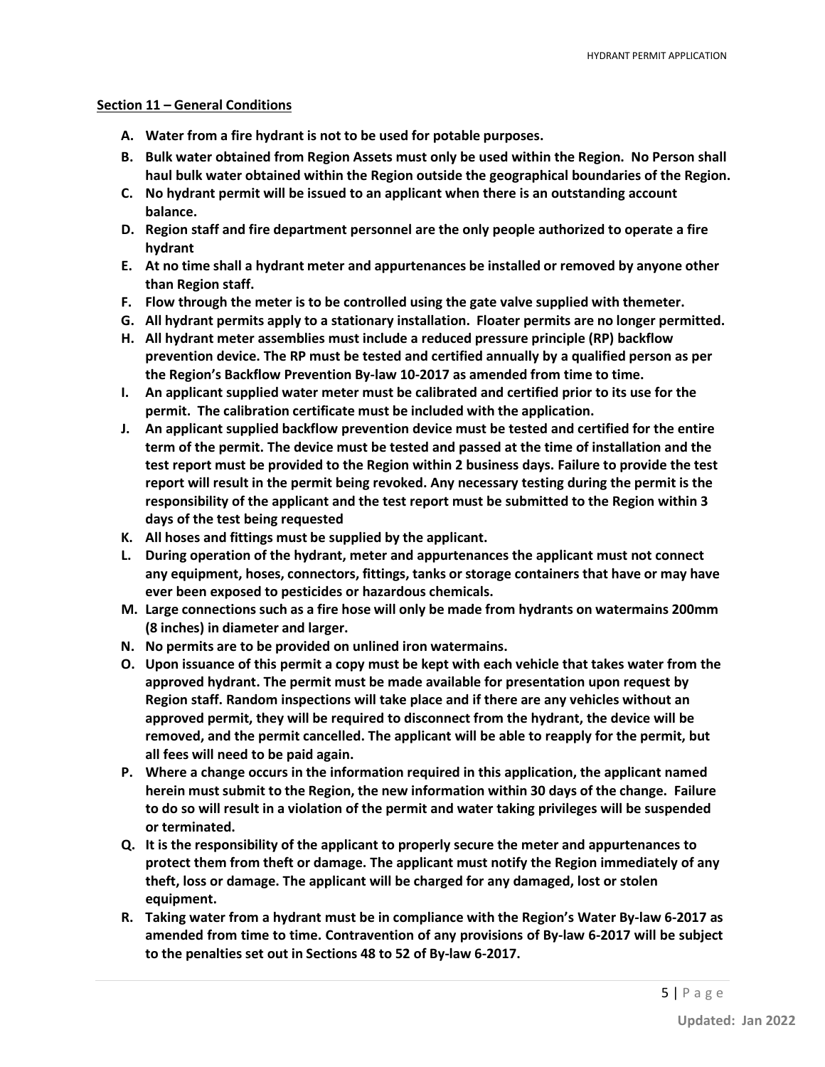**Section 11 – General Conditions**

- **A. Water from a fire hydrant is not to be used for potable purposes.**
- **B. Bulk water obtained from Region Assets must only be used within the Region. No Person shall haul bulk water obtained within the Region outside the geographical boundaries of the Region.**
- **C. No hydrant permit will be issued to an applicant when there is an outstanding account balance.**
- **D. Region staff and fire department personnel are the only people authorized to operate a fire hydrant**
- **E. At no time shall a hydrant meter and appurtenances be installed or removed by anyone other than Region staff.**
- **F. Flow through the meter is to be controlled using the gate valve supplied with themeter.**
- **G. All hydrant permits apply to a stationary installation. Floater permits are no longer permitted.**
- **H. All hydrant meter assemblies must include a reduced pressure principle (RP) backflow prevention device. The RP must be tested and certified annually by a qualified person as per the Region's Backflow Prevention By-law 10-2017 as amended from time to time.**
- **I. An applicant supplied water meter must be calibrated and certified prior to its use for the permit. The calibration certificate must be included with the application.**
- **J. An applicant supplied backflow prevention device must be tested and certified for the entire term of the permit. The device must be tested and passed at the time of installation and the test report must be provided to the Region within 2 business days. Failure to provide the test report will result in the permit being revoked. Any necessary testing during the permit is the responsibility of the applicant and the test report must be submitted to the Region within 3 days of the test being requested**
- **K. All hoses and fittings must be supplied by the applicant.**
- **L. During operation of the hydrant, meter and appurtenances the applicant must not connect any equipment, hoses, connectors, fittings, tanks or storage containers that have or may have ever been exposed to pesticides or hazardous chemicals.**
- **M. Large connections such as a fire hose will only be made from hydrants on watermains 200mm (8 inches) in diameter and larger.**
- **N. No permits are to be provided on unlined iron watermains.**
- **O. Upon issuance of this permit a copy must be kept with each vehicle that takes water from the approved hydrant. The permit must be made available for presentation upon request by Region staff. Random inspections will take place and if there are any vehicles without an approved permit, they will be required to disconnect from the hydrant, the device will be removed, and the permit cancelled. The applicant will be able to reapply for the permit, but all fees will need to be paid again.**
- **P. Where a change occurs in the information required in this application, the applicant named herein must submit to the Region, the new information within 30 days of the change. Failure to do so will result in a violation of the permit and water taking privileges will be suspended or terminated.**
- **Q. It is the responsibility of the applicant to properly secure the meter and appurtenances to protect them from theft or damage. The applicant must notify the Region immediately of any theft, loss or damage. The applicant will be charged for any damaged, lost or stolen equipment.**
- **R. Taking water from a hydrant must be in compliance with the Region's Water By-law 6-2017 as amended from time to time. Contravention of any provisions of By-law 6-2017 will be subject to the penalties set out in Sections 48 to 52 of By-law 6-2017.**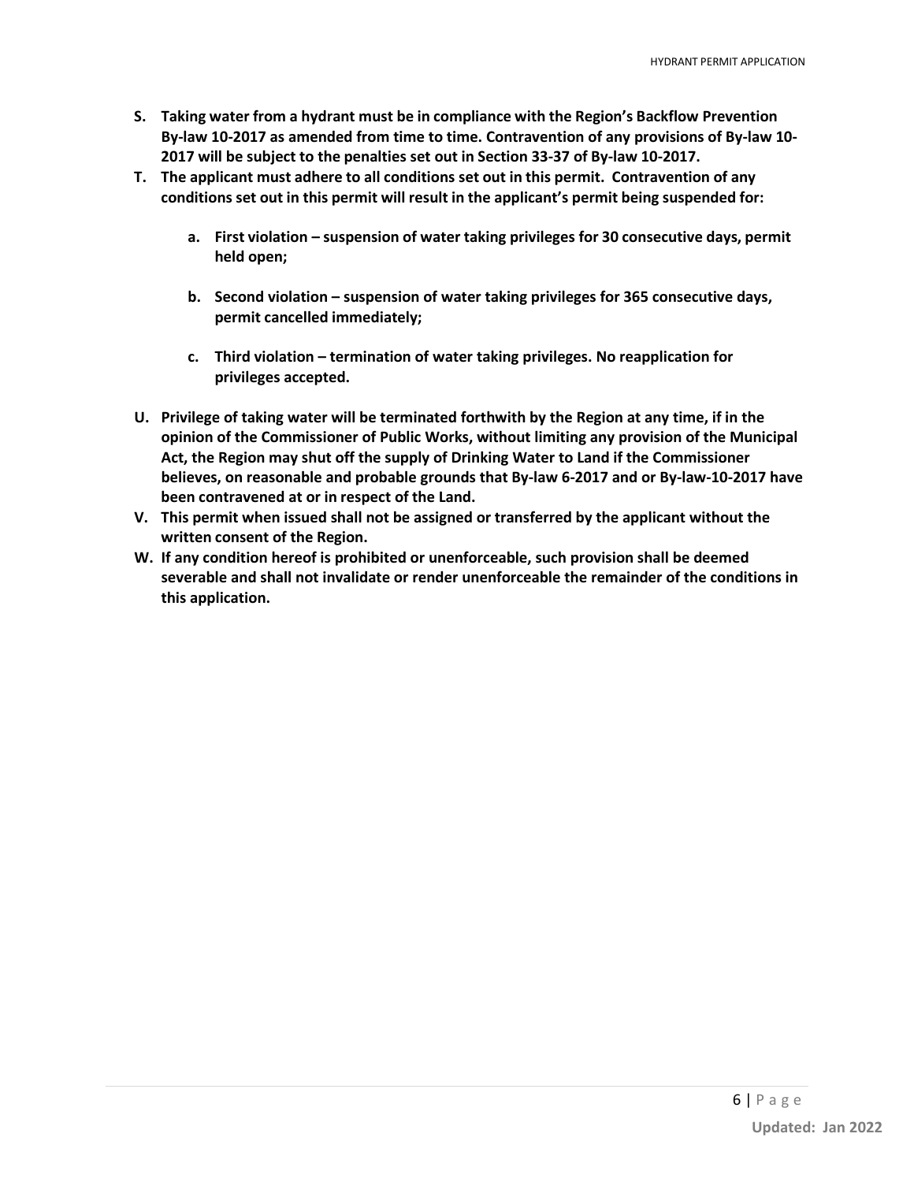**S. Taking water from a hydrant must be in compliance with the Region's Backflow Prevention By-law 10-2017 as amended from time to time. Contravention of any provisions of By-law 10-2017 will be subject to the penalties set out in Section 33-37 of By-law 10-2017.**

**T. The applicant must adhere to all conditions set out in this permit. Contravention of any conditions set out in this permit will result in the applicant's permit being suspended for:**

- **a. First violation – suspension of water taking privileges for 30 consecutive days, permit held open;**
- **b. Second violation – suspension of water taking privileges for 365 consecutive days, permit cancelled immediately;**
- **c. Third violation – termination of water taking privileges. No reapplication for privileges accepted.**

**U. Privilege of taking water will be terminated forthwith by the Region at any time, if in the opinion of the Commissioner of Public Works, without limiting any provision of the Municipal Act, the Region may shut off the supply of Drinking Water to Land if the Commissioner believes, on reasonable and probable grounds that By-law 6-2017 and or By-law-10-2017 have been contravened at or in respect of the Land.**

**V. This permit when issued shall not be assigned or transferred by the applicant without the written consent of the Region.**

**W. If any condition hereof is prohibited or unenforceable, such provision shall be deemed severable and shall not invalidate or render unenforceable the remainder of the conditions in this application.**

**Updated: Jan 2022**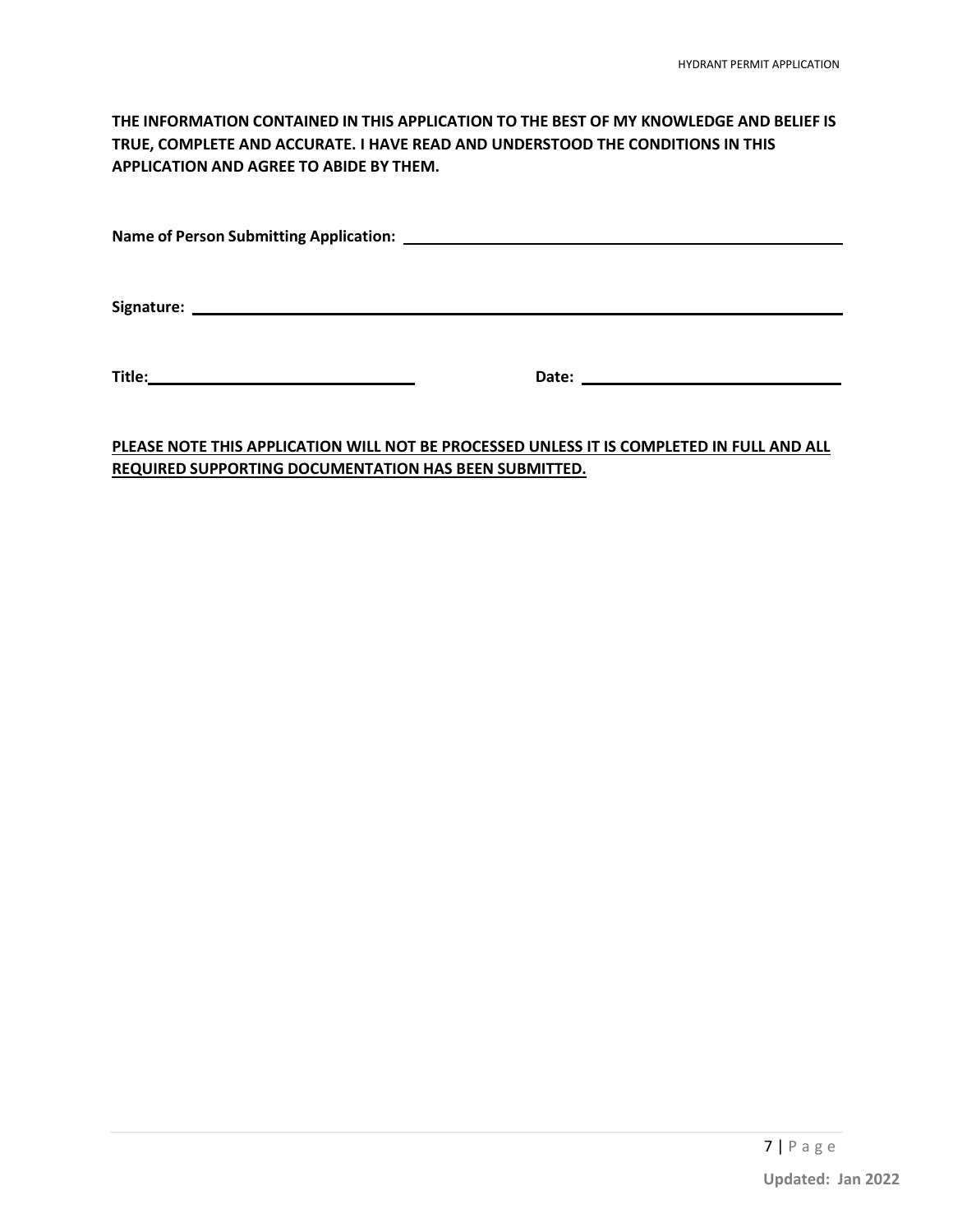**THE INFORMATION CONTAINED IN THIS APPLICATION TO THE BEST OF MY KNOWLEDGE AND BELIEF IS TRUE, COMPLETE AND ACCURATE. I HAVE READ AND UNDERSTOOD THE CONDITIONS IN THIS APPLICATION AND AGREE TO ABIDE BY THEM.**

**Name of Person Submitting Application:** ______________________________

**Signature:** ______________________________

**Title:** ______________________________ **Date:** ______________________________

**PLEASE NOTE THIS APPLICATION WILL NOT BE PROCESSED UNLESS IT IS COMPLETED IN FULL AND ALL REQUIRED SUPPORTING DOCUMENTATION HAS BEEN SUBMITTED.**